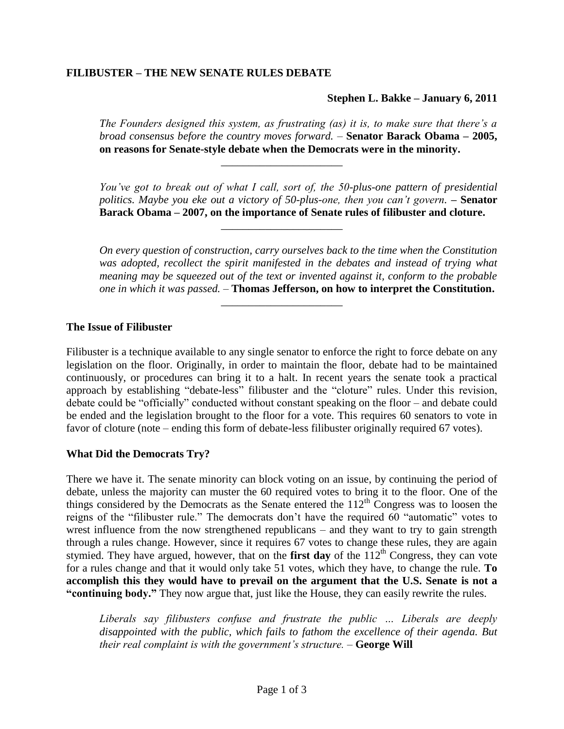**FILIBUSTER – THE NEW SENATE RULES DEBATE**

**Stephen L. Bakke – January 6, 2011**

> *The Founders designed this system, as frustrating (as) it is, to make sure that there's a broad consensus before the country moves forward.* – **Senator Barack Obama – 2005, on reasons for Senate-style debate when the Democrats were in the minority.**

---

> *You've got to break out of what I call, sort of, the 50-plus-one pattern of presidential politics. Maybe you eke out a victory of 50-plus-one, then you can't govern.* **– Senator Barack Obama – 2007, on the importance of Senate rules of filibuster and cloture.**

---

> *On every question of construction, carry ourselves back to the time when the Constitution was adopted, recollect the spirit manifested in the debates and instead of trying what meaning may be squeezed out of the text or invented against it, conform to the probable one in which it was passed.* – **Thomas Jefferson, on how to interpret the Constitution.**

---

### The Issue of Filibuster

Filibuster is a technique available to any single senator to enforce the right to force debate on any legislation on the floor. Originally, in order to maintain the floor, debate had to be maintained continuously, or procedures can bring it to a halt. In recent years the senate took a practical approach by establishing "debate-less" filibuster and the "cloture" rules. Under this revision, debate could be "officially" conducted without constant speaking on the floor – and debate could be ended and the legislation brought to the floor for a vote. This requires 60 senators to vote in favor of cloture (note – ending this form of debate-less filibuster originally required 67 votes).

### What Did the Democrats Try?

There we have it. The senate minority can block voting on an issue, by continuing the period of debate, unless the majority can muster the 60 required votes to bring it to the floor. One of the things considered by the Democrats as the Senate entered the 112th Congress was to loosen the reigns of the "filibuster rule." The democrats don't have the required 60 "automatic" votes to wrest influence from the now strengthened republicans – and they want to try to gain strength through a rules change. However, since it requires 67 votes to change these rules, they are again stymied. They have argued, however, that on the **first day** of the 112th Congress, they can vote for a rules change and that it would only take 51 votes, which they have, to change the rule. **To accomplish this they would have to prevail on the argument that the U.S. Senate is not a "continuing body."** They now argue that, just like the House, they can easily rewrite the rules.

> *Liberals say filibusters confuse and frustrate the public … Liberals are deeply disappointed with the public, which fails to fathom the excellence of their agenda. But their real complaint is with the government's structure.* – **George Will**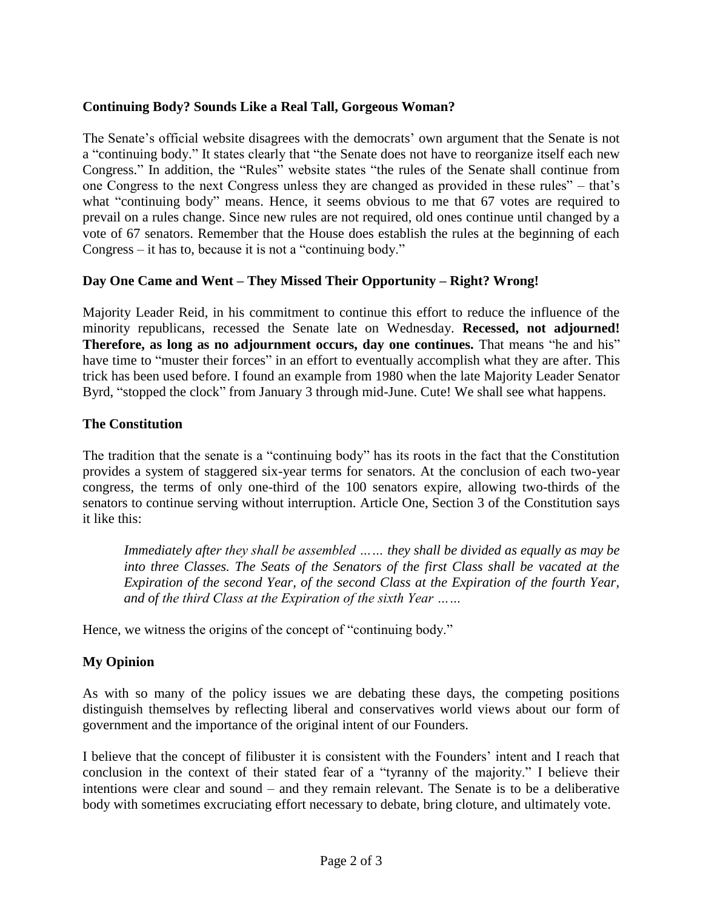**Continuing Body? Sounds Like a Real Tall, Gorgeous Woman?**

The Senate's official website disagrees with the democrats' own argument that the Senate is not a "continuing body." It states clearly that "the Senate does not have to reorganize itself each new Congress." In addition, the "Rules" website states "the rules of the Senate shall continue from one Congress to the next Congress unless they are changed as provided in these rules" – that's what "continuing body" means. Hence, it seems obvious to me that 67 votes are required to prevail on a rules change. Since new rules are not required, old ones continue until changed by a vote of 67 senators. Remember that the House does establish the rules at the beginning of each Congress – it has to, because it is not a "continuing body."

**Day One Came and Went – They Missed Their Opportunity – Right? Wrong!**

Majority Leader Reid, in his commitment to continue this effort to reduce the influence of the minority republicans, recessed the Senate late on Wednesday. **Recessed, not adjourned! Therefore, as long as no adjournment occurs, day one continues.** That means "he and his" have time to "muster their forces" in an effort to eventually accomplish what they are after. This trick has been used before. I found an example from 1980 when the late Majority Leader Senator Byrd, "stopped the clock" from January 3 through mid-June. Cute! We shall see what happens.

**The Constitution**

The tradition that the senate is a "continuing body" has its roots in the fact that the Constitution provides a system of staggered six-year terms for senators. At the conclusion of each two-year congress, the terms of only one-third of the 100 senators expire, allowing two-thirds of the senators to continue serving without interruption. Article One, Section 3 of the Constitution says it like this:

> *Immediately after they shall be assembled …… they shall be divided as equally as may be into three Classes. The Seats of the Senators of the first Class shall be vacated at the Expiration of the second Year, of the second Class at the Expiration of the fourth Year, and of the third Class at the Expiration of the sixth Year ……*

Hence, we witness the origins of the concept of "continuing body."

**My Opinion**

As with so many of the policy issues we are debating these days, the competing positions distinguish themselves by reflecting liberal and conservatives world views about our form of government and the importance of the original intent of our Founders.

I believe that the concept of filibuster it is consistent with the Founders' intent and I reach that conclusion in the context of their stated fear of a "tyranny of the majority." I believe their intentions were clear and sound – and they remain relevant. The Senate is to be a deliberative body with sometimes excruciating effort necessary to debate, bring cloture, and ultimately vote.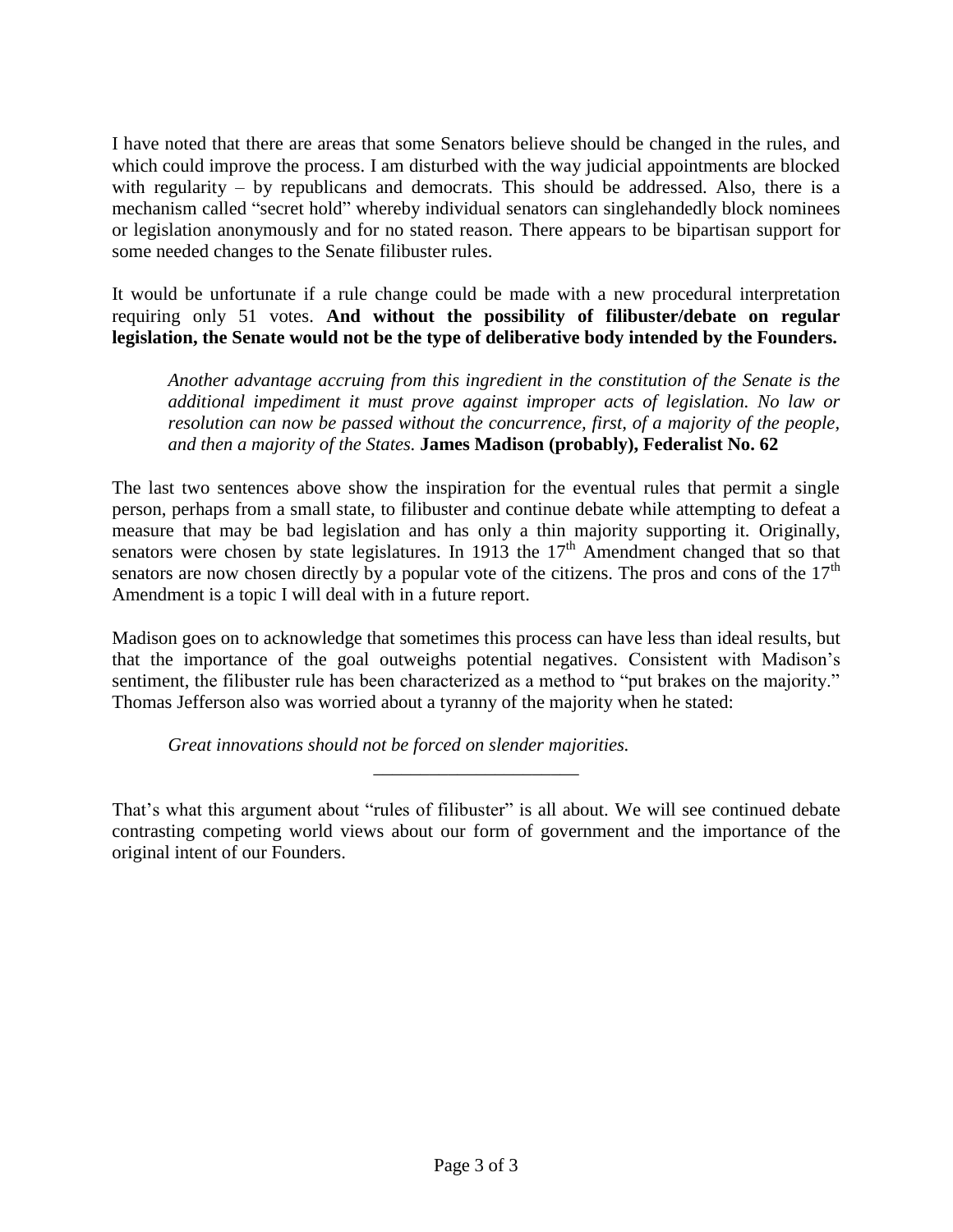I have noted that there are areas that some Senators believe should be changed in the rules, and which could improve the process. I am disturbed with the way judicial appointments are blocked with regularity – by republicans and democrats. This should be addressed. Also, there is a mechanism called "secret hold" whereby individual senators can singlehandedly block nominees or legislation anonymously and for no stated reason. There appears to be bipartisan support for some needed changes to the Senate filibuster rules.

It would be unfortunate if a rule change could be made with a new procedural interpretation requiring only 51 votes. **And without the possibility of filibuster/debate on regular legislation, the Senate would not be the type of deliberative body intended by the Founders.**

> *Another advantage accruing from this ingredient in the constitution of the Senate is the additional impediment it must prove against improper acts of legislation. No law or resolution can now be passed without the concurrence, first, of a majority of the people, and then a majority of the States.* **James Madison (probably), Federalist No. 62**

The last two sentences above show the inspiration for the eventual rules that permit a single person, perhaps from a small state, to filibuster and continue debate while attempting to defeat a measure that may be bad legislation and has only a thin majority supporting it. Originally, senators were chosen by state legislatures. In 1913 the 17th Amendment changed that so that senators are now chosen directly by a popular vote of the citizens. The pros and cons of the 17th Amendment is a topic I will deal with in a future report.

Madison goes on to acknowledge that sometimes this process can have less than ideal results, but that the importance of the goal outweighs potential negatives. Consistent with Madison's sentiment, the filibuster rule has been characterized as a method to "put brakes on the majority." Thomas Jefferson also was worried about a tyranny of the majority when he stated:

> *Great innovations should not be forced on slender majorities.*

---

That's what this argument about "rules of filibuster" is all about. We will see continued debate contrasting competing world views about our form of government and the importance of the original intent of our Founders.